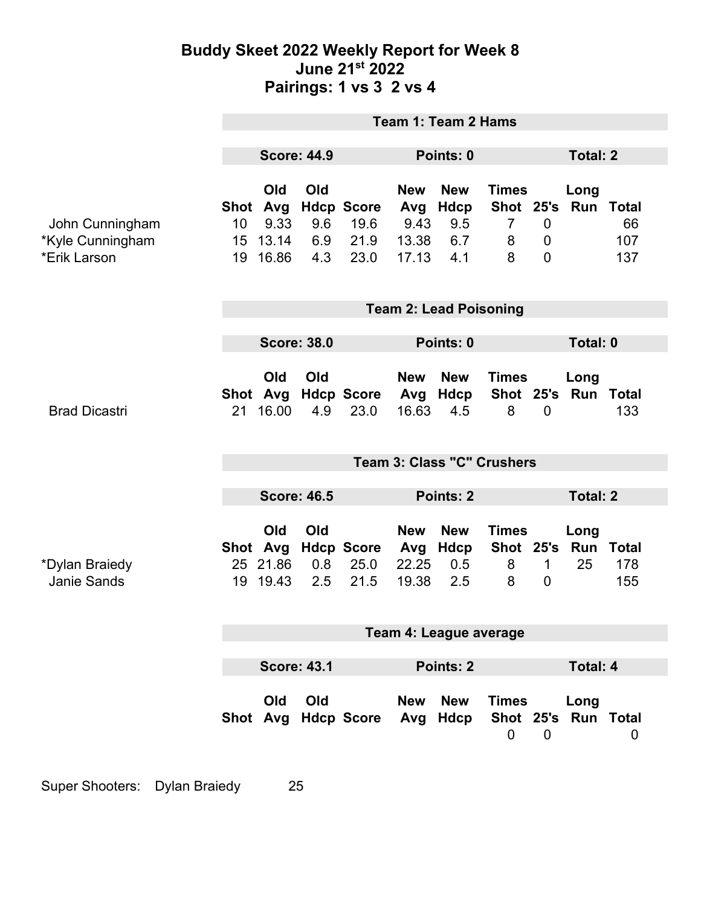# Buddy Skeet 2022 Weekly Report for Week 8
## June 21st 2022
## Pairings: 1 vs 3  2 vs 4

### Team 1: Team 2 Hams

**Score: 44.9** | **Points: 0** | **Total: 2**

| | Shot | Old Avg | Old Hdcp | Score | New Avg | New Hdcp | Times Shot | 25's | Long Run | Total |
|---|---|---|---|---|---|---|---|---|---|---|
| John Cunningham | 10 | 9.33 | 9.6 | 19.6 | 9.43 | 9.5 | 7 | 0 | | 66 |
| *Kyle Cunningham | 15 | 13.14 | 6.9 | 21.9 | 13.38 | 6.7 | 8 | 0 | | 107 |
| *Erik Larson | 19 | 16.86 | 4.3 | 23.0 | 17.13 | 4.1 | 8 | 0 | | 137 |

### Team 2: Lead Poisoning

**Score: 38.0** | **Points: 0** | **Total: 0**

| | Shot | Old Avg | Old Hdcp | Score | New Avg | New Hdcp | Times Shot | 25's | Long Run | Total |
|---|---|---|---|---|---|---|---|---|---|---|
| Brad Dicastri | 21 | 16.00 | 4.9 | 23.0 | 16.63 | 4.5 | 8 | 0 | | 133 |

### Team 3: Class "C" Crushers

**Score: 46.5** | **Points: 2** | **Total: 2**

| | Shot | Old Avg | Old Hdcp | Score | New Avg | New Hdcp | Times Shot | 25's | Long Run | Total |
|---|---|---|---|---|---|---|---|---|---|---|
| *Dylan Braiedy | 25 | 21.86 | 0.8 | 25.0 | 22.25 | 0.5 | 8 | 1 | 25 | 178 |
| Janie Sands | 19 | 19.43 | 2.5 | 21.5 | 19.38 | 2.5 | 8 | 0 | | 155 |

### Team 4: League average

**Score: 43.1** | **Points: 2** | **Total: 4**

| | Shot | Old Avg | Old Hdcp | Score | New Avg | New Hdcp | Times Shot | 25's | Long Run | Total |
|---|---|---|---|---|---|---|---|---|---|---|
| | | | | | | | 0 | 0 | | 0 |

Super Shooters: Dylan Braiedy 25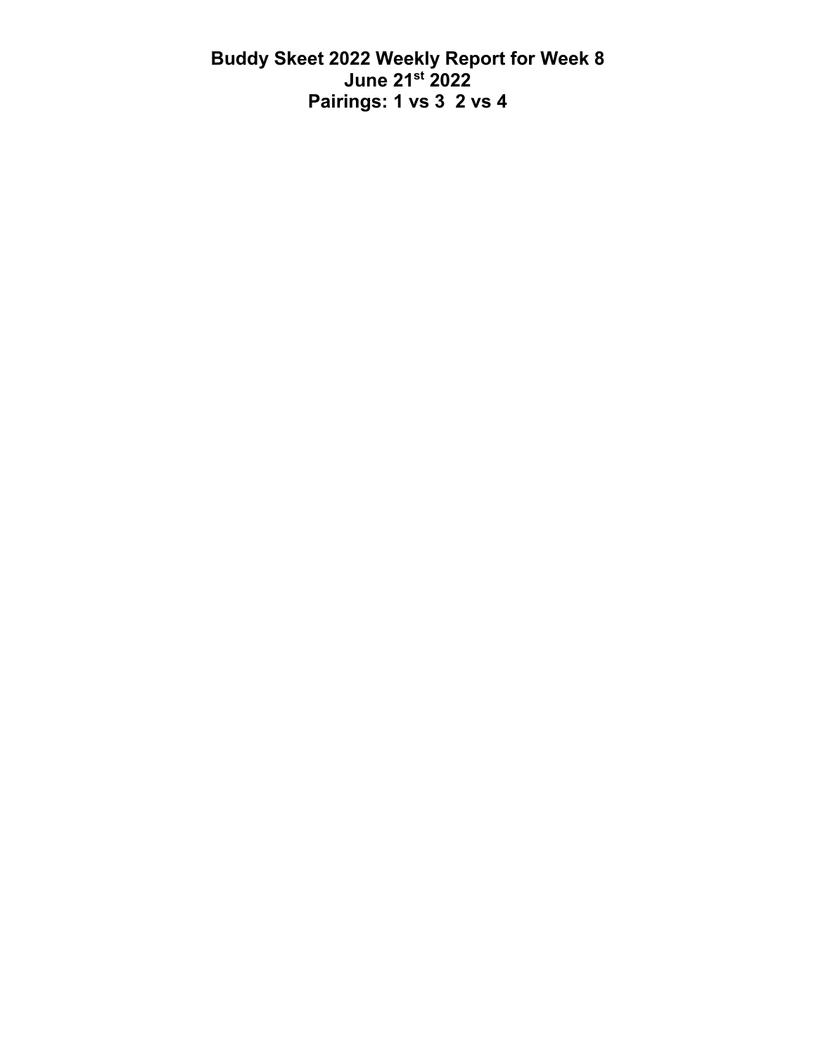# Buddy Skeet 2022 Weekly Report for Week 8
# June 21st 2022
# Pairings: 1 vs 3  2 vs 4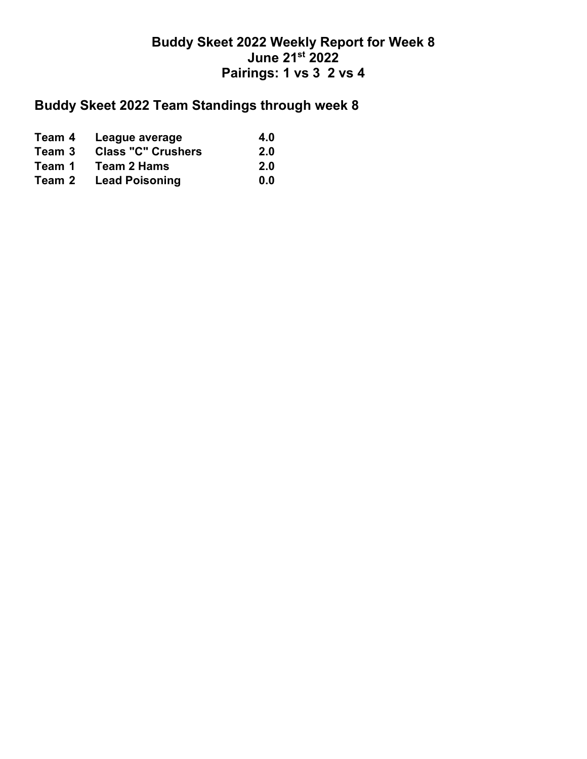# Buddy Skeet 2022 Weekly Report for Week 8
## June 21st 2022
## Pairings: 1 vs 3  2 vs 4

## Buddy Skeet 2022 Team Standings through week 8

| Team | Name | Points |
|---|---|---|
| Team 4 | League average | 4.0 |
| Team 3 | Class "C" Crushers | 2.0 |
| Team 1 | Team 2 Hams | 2.0 |
| Team 2 | Lead Poisoning | 0.0 |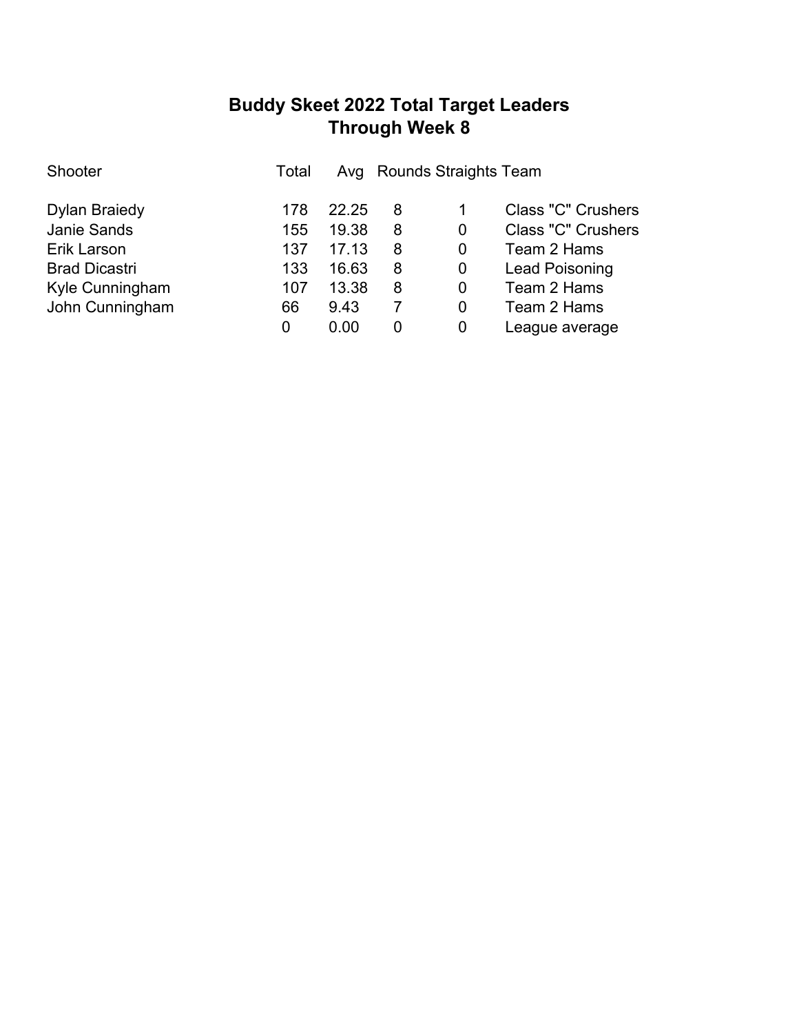# Buddy Skeet 2022 Total Target Leaders
## Through Week 8

| Shooter | Total | Avg | Rounds | Straights | Team |
|---|---|---|---|---|---|
| Dylan Braiedy | 178 | 22.25 | 8 | 1 | Class "C" Crushers |
| Janie Sands | 155 | 19.38 | 8 | 0 | Class "C" Crushers |
| Erik Larson | 137 | 17.13 | 8 | 0 | Team 2 Hams |
| Brad Dicastri | 133 | 16.63 | 8 | 0 | Lead Poisoning |
| Kyle Cunningham | 107 | 13.38 | 8 | 0 | Team 2 Hams |
| John Cunningham | 66 | 9.43 | 7 | 0 | Team 2 Hams |
| | 0 | 0.00 | 0 | 0 | League average |